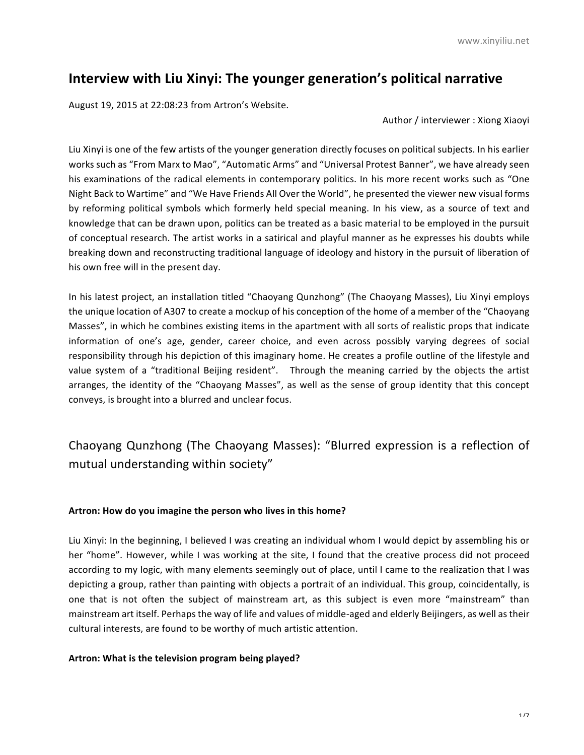# Interview with Liu Xinyi: The younger generation's political narrative

August 19, 2015 at 22:08:23 from Artron's Website.

Author / interviewer : Xiong Xiaoyi

Liu Xinyi is one of the few artists of the younger generation directly focuses on political subjects. In his earlier works such as "From Marx to Mao", "Automatic Arms" and "Universal Protest Banner", we have already seen his examinations of the radical elements in contemporary politics. In his more recent works such as "One Night Back to Wartime" and "We Have Friends All Over the World", he presented the viewer new visual forms by reforming political symbols which formerly held special meaning. In his view, as a source of text and knowledge that can be drawn upon, politics can be treated as a basic material to be employed in the pursuit of conceptual research. The artist works in a satirical and playful manner as he expresses his doubts while breaking down and reconstructing traditional language of ideology and history in the pursuit of liberation of his own free will in the present day.

In his latest project, an installation titled "Chaoyang Qunzhong" (The Chaoyang Masses), Liu Xinyi employs the unique location of A307 to create a mockup of his conception of the home of a member of the "Chaoyang Masses", in which he combines existing items in the apartment with all sorts of realistic props that indicate information of one's age, gender, career choice, and even across possibly varying degrees of social responsibility through his depiction of this imaginary home. He creates a profile outline of the lifestyle and value system of a "traditional Beijing resident". Through the meaning carried by the objects the artist arranges, the identity of the "Chaoyang Masses", as well as the sense of group identity that this concept conveys, is brought into a blurred and unclear focus.

## Chaoyang Qunzhong (The Chaoyang Masses): "Blurred expression is a reflection of mutual understanding within society"

**Artron: How do you imagine the person who lives in this home?**

Liu Xinyi: In the beginning, I believed I was creating an individual whom I would depict by assembling his or her "home". However, while I was working at the site, I found that the creative process did not proceed according to my logic, with many elements seemingly out of place, until I came to the realization that I was depicting a group, rather than painting with objects a portrait of an individual. This group, coincidentally, is one that is not often the subject of mainstream art, as this subject is even more "mainstream" than mainstream art itself. Perhaps the way of life and values of middle-aged and elderly Beijingers, as well as their cultural interests, are found to be worthy of much artistic attention.

**Artron: What is the television program being played?**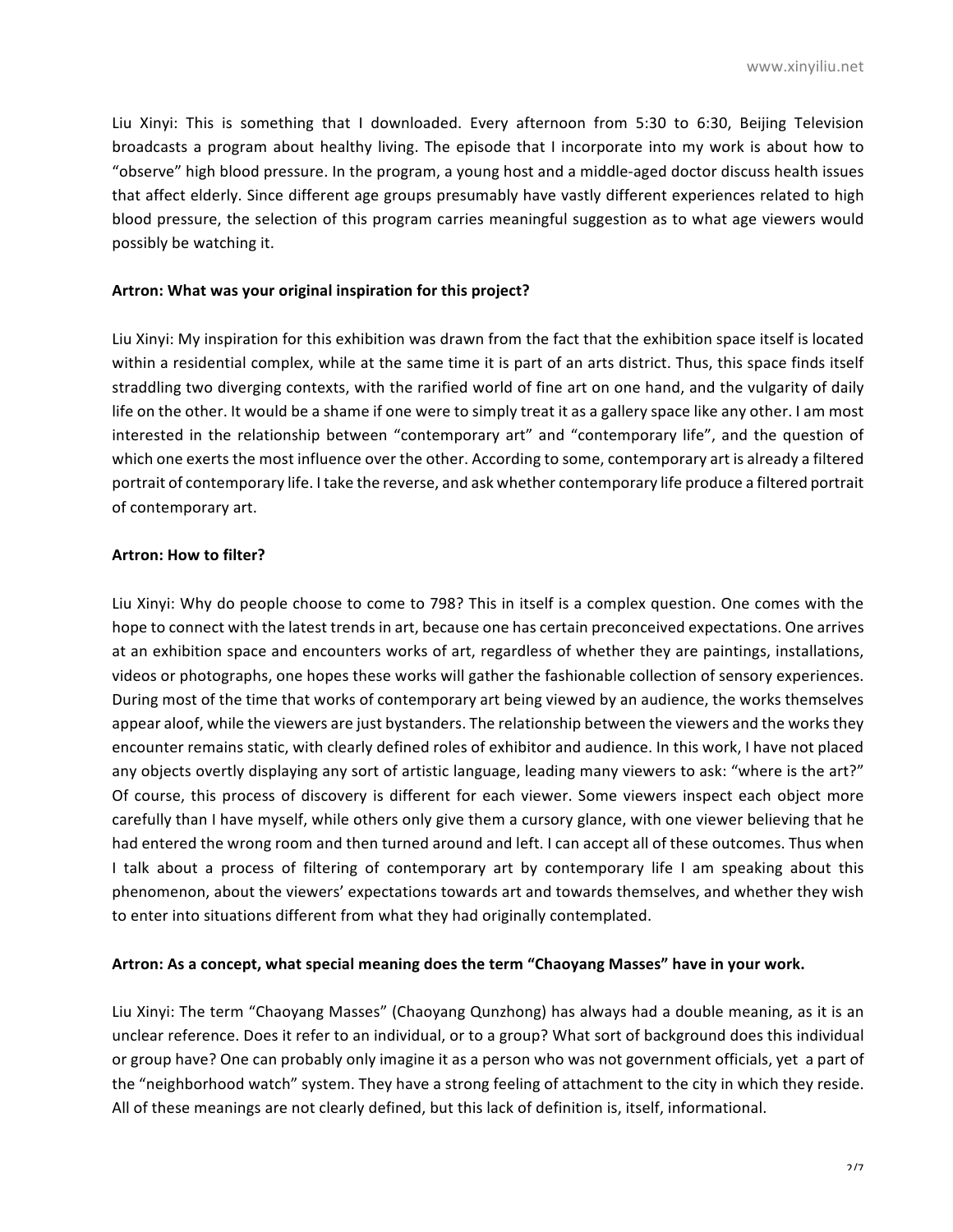Liu Xinyi: This is something that I downloaded. Every afternoon from 5:30 to 6:30, Beijing Television broadcasts a program about healthy living. The episode that I incorporate into my work is about how to "observe" high blood pressure. In the program, a young host and a middle-aged doctor discuss health issues that affect elderly. Since different age groups presumably have vastly different experiences related to high blood pressure, the selection of this program carries meaningful suggestion as to what age viewers would possibly be watching it.

**Artron: What was your original inspiration for this project?**

Liu Xinyi: My inspiration for this exhibition was drawn from the fact that the exhibition space itself is located within a residential complex, while at the same time it is part of an arts district. Thus, this space finds itself straddling two diverging contexts, with the rarified world of fine art on one hand, and the vulgarity of daily life on the other. It would be a shame if one were to simply treat it as a gallery space like any other. I am most interested in the relationship between "contemporary art" and "contemporary life", and the question of which one exerts the most influence over the other. According to some, contemporary art is already a filtered portrait of contemporary life. I take the reverse, and ask whether contemporary life produce a filtered portrait of contemporary art.

**Artron: How to filter?**

Liu Xinyi: Why do people choose to come to 798? This in itself is a complex question. One comes with the hope to connect with the latest trends in art, because one has certain preconceived expectations. One arrives at an exhibition space and encounters works of art, regardless of whether they are paintings, installations, videos or photographs, one hopes these works will gather the fashionable collection of sensory experiences. During most of the time that works of contemporary art being viewed by an audience, the works themselves appear aloof, while the viewers are just bystanders. The relationship between the viewers and the works they encounter remains static, with clearly defined roles of exhibitor and audience. In this work, I have not placed any objects overtly displaying any sort of artistic language, leading many viewers to ask: "where is the art?" Of course, this process of discovery is different for each viewer. Some viewers inspect each object more carefully than I have myself, while others only give them a cursory glance, with one viewer believing that he had entered the wrong room and then turned around and left. I can accept all of these outcomes. Thus when I talk about a process of filtering of contemporary art by contemporary life I am speaking about this phenomenon, about the viewers' expectations towards art and towards themselves, and whether they wish to enter into situations different from what they had originally contemplated.

**Artron: As a concept, what special meaning does the term "Chaoyang Masses" have in your work.**

Liu Xinyi: The term "Chaoyang Masses" (Chaoyang Qunzhong) has always had a double meaning, as it is an unclear reference. Does it refer to an individual, or to a group? What sort of background does this individual or group have? One can probably only imagine it as a person who was not government officials, yet a part of the "neighborhood watch" system. They have a strong feeling of attachment to the city in which they reside. All of these meanings are not clearly defined, but this lack of definition is, itself, informational.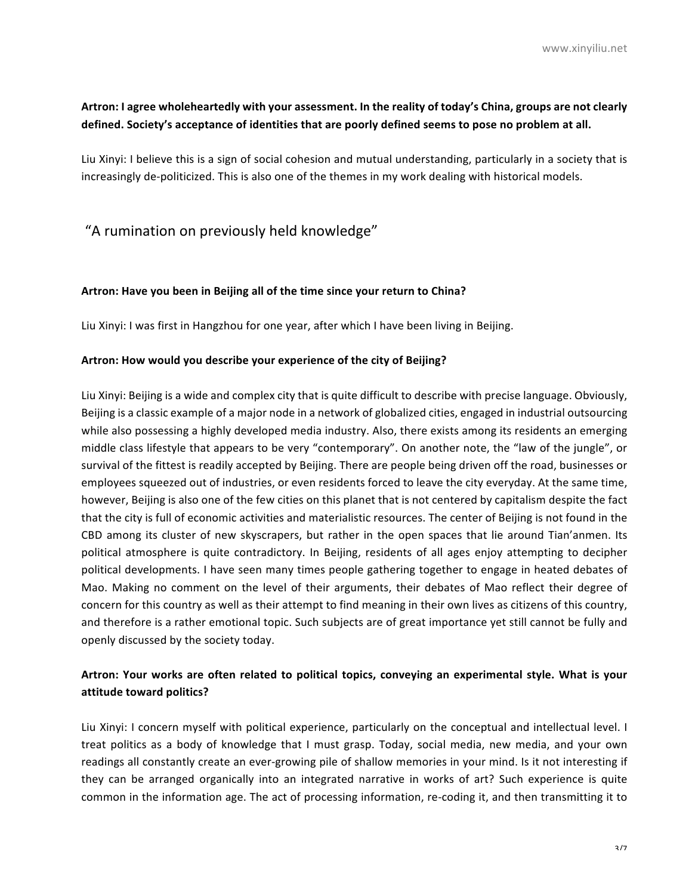**Artron: I agree wholeheartedly with your assessment. In the reality of today's China, groups are not clearly defined. Society's acceptance of identities that are poorly defined seems to pose no problem at all.**

Liu Xinyi: I believe this is a sign of social cohesion and mutual understanding, particularly in a society that is increasingly de-politicized. This is also one of the themes in my work dealing with historical models.

## "A rumination on previously held knowledge"

**Artron: Have you been in Beijing all of the time since your return to China?**

Liu Xinyi: I was first in Hangzhou for one year, after which I have been living in Beijing.

**Artron: How would you describe your experience of the city of Beijing?**

Liu Xinyi: Beijing is a wide and complex city that is quite difficult to describe with precise language. Obviously, Beijing is a classic example of a major node in a network of globalized cities, engaged in industrial outsourcing while also possessing a highly developed media industry. Also, there exists among its residents an emerging middle class lifestyle that appears to be very "contemporary". On another note, the "law of the jungle", or survival of the fittest is readily accepted by Beijing. There are people being driven off the road, businesses or employees squeezed out of industries, or even residents forced to leave the city everyday. At the same time, however, Beijing is also one of the few cities on this planet that is not centered by capitalism despite the fact that the city is full of economic activities and materialistic resources. The center of Beijing is not found in the CBD among its cluster of new skyscrapers, but rather in the open spaces that lie around Tian'anmen. Its political atmosphere is quite contradictory. In Beijing, residents of all ages enjoy attempting to decipher political developments. I have seen many times people gathering together to engage in heated debates of Mao. Making no comment on the level of their arguments, their debates of Mao reflect their degree of concern for this country as well as their attempt to find meaning in their own lives as citizens of this country, and therefore is a rather emotional topic. Such subjects are of great importance yet still cannot be fully and openly discussed by the society today.

**Artron: Your works are often related to political topics, conveying an experimental style. What is your attitude toward politics?**

Liu Xinyi: I concern myself with political experience, particularly on the conceptual and intellectual level. I treat politics as a body of knowledge that I must grasp. Today, social media, new media, and your own readings all constantly create an ever-growing pile of shallow memories in your mind. Is it not interesting if they can be arranged organically into an integrated narrative in works of art? Such experience is quite common in the information age. The act of processing information, re-coding it, and then transmitting it to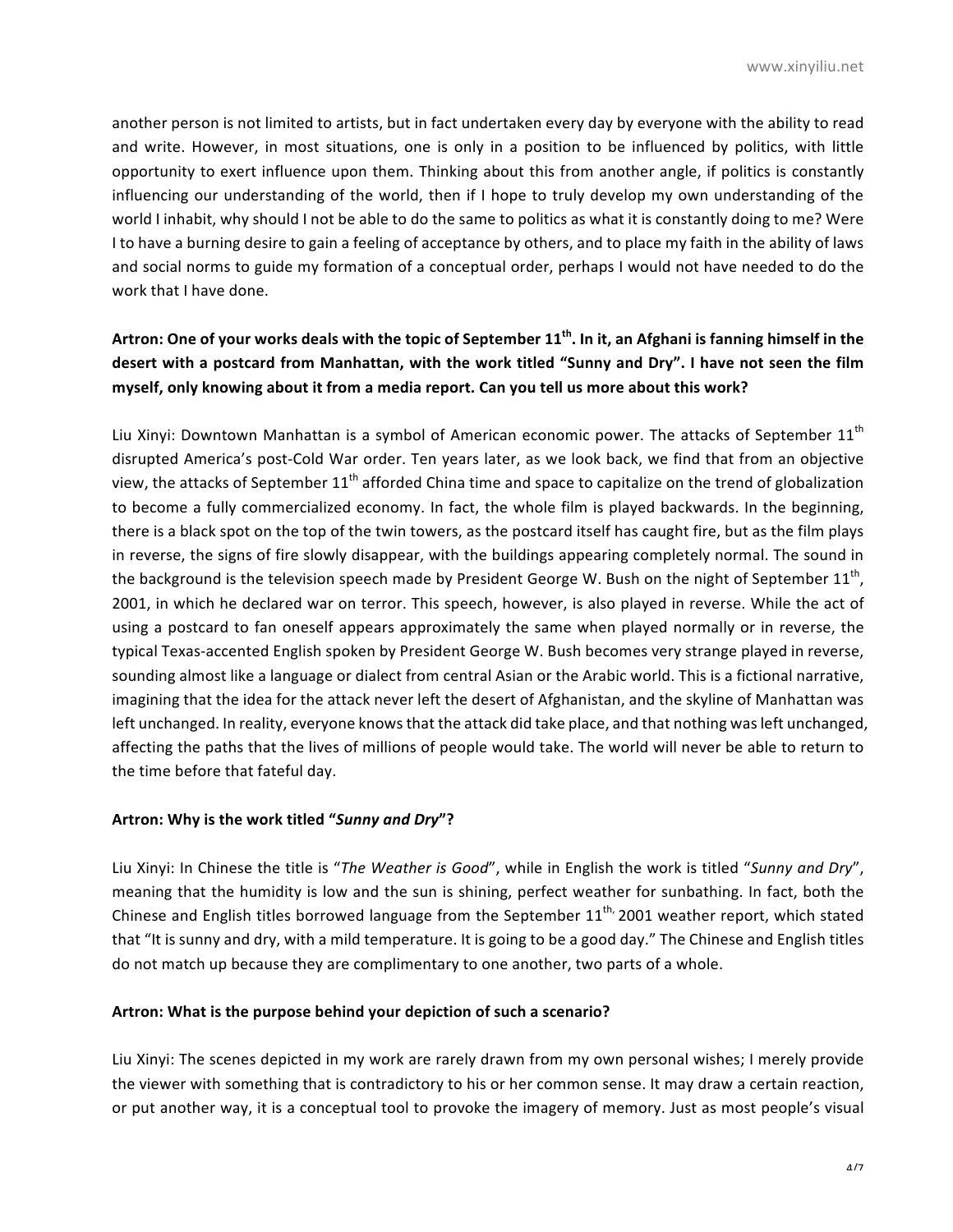another person is not limited to artists, but in fact undertaken every day by everyone with the ability to read and write. However, in most situations, one is only in a position to be influenced by politics, with little opportunity to exert influence upon them. Thinking about this from another angle, if politics is constantly influencing our understanding of the world, then if I hope to truly develop my own understanding of the world I inhabit, why should I not be able to do the same to politics as what it is constantly doing to me? Were I to have a burning desire to gain a feeling of acceptance by others, and to place my faith in the ability of laws and social norms to guide my formation of a conceptual order, perhaps I would not have needed to do the work that I have done.

**Artron: One of your works deals with the topic of September 11th. In it, an Afghani is fanning himself in the desert with a postcard from Manhattan, with the work titled "Sunny and Dry". I have not seen the film myself, only knowing about it from a media report. Can you tell us more about this work?**

Liu Xinyi: Downtown Manhattan is a symbol of American economic power. The attacks of September 11th disrupted America's post-Cold War order. Ten years later, as we look back, we find that from an objective view, the attacks of September 11th afforded China time and space to capitalize on the trend of globalization to become a fully commercialized economy. In fact, the whole film is played backwards. In the beginning, there is a black spot on the top of the twin towers, as the postcard itself has caught fire, but as the film plays in reverse, the signs of fire slowly disappear, with the buildings appearing completely normal. The sound in the background is the television speech made by President George W. Bush on the night of September 11th, 2001, in which he declared war on terror. This speech, however, is also played in reverse. While the act of using a postcard to fan oneself appears approximately the same when played normally or in reverse, the typical Texas-accented English spoken by President George W. Bush becomes very strange played in reverse, sounding almost like a language or dialect from central Asian or the Arabic world. This is a fictional narrative, imagining that the idea for the attack never left the desert of Afghanistan, and the skyline of Manhattan was left unchanged. In reality, everyone knows that the attack did take place, and that nothing was left unchanged, affecting the paths that the lives of millions of people would take. The world will never be able to return to the time before that fateful day.

**Artron: Why is the work titled "*Sunny and Dry*"?**

Liu Xinyi: In Chinese the title is "*The Weather is Good*", while in English the work is titled "*Sunny and Dry*", meaning that the humidity is low and the sun is shining, perfect weather for sunbathing. In fact, both the Chinese and English titles borrowed language from the September 11th, 2001 weather report, which stated that "It is sunny and dry, with a mild temperature. It is going to be a good day." The Chinese and English titles do not match up because they are complimentary to one another, two parts of a whole.

**Artron: What is the purpose behind your depiction of such a scenario?**

Liu Xinyi: The scenes depicted in my work are rarely drawn from my own personal wishes; I merely provide the viewer with something that is contradictory to his or her common sense. It may draw a certain reaction, or put another way, it is a conceptual tool to provoke the imagery of memory. Just as most people's visual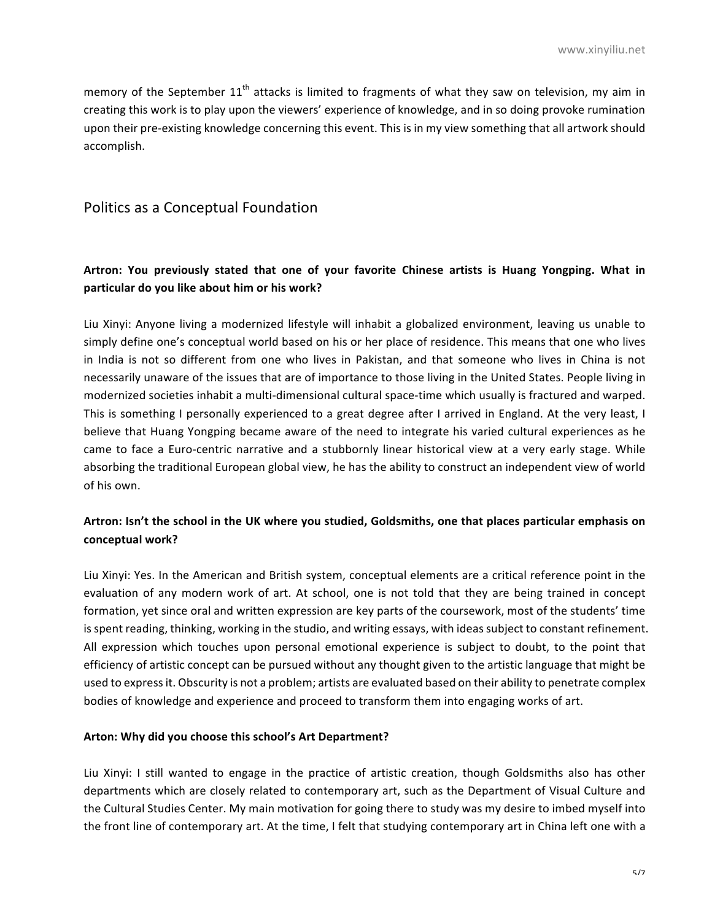memory of the September 11th attacks is limited to fragments of what they saw on television, my aim in creating this work is to play upon the viewers' experience of knowledge, and in so doing provoke rumination upon their pre-existing knowledge concerning this event. This is in my view something that all artwork should accomplish.

## Politics as a Conceptual Foundation

**Artron: You previously stated that one of your favorite Chinese artists is Huang Yongping. What in particular do you like about him or his work?**

Liu Xinyi: Anyone living a modernized lifestyle will inhabit a globalized environment, leaving us unable to simply define one's conceptual world based on his or her place of residence. This means that one who lives in India is not so different from one who lives in Pakistan, and that someone who lives in China is not necessarily unaware of the issues that are of importance to those living in the United States. People living in modernized societies inhabit a multi-dimensional cultural space-time which usually is fractured and warped. This is something I personally experienced to a great degree after I arrived in England. At the very least, I believe that Huang Yongping became aware of the need to integrate his varied cultural experiences as he came to face a Euro-centric narrative and a stubbornly linear historical view at a very early stage. While absorbing the traditional European global view, he has the ability to construct an independent view of world of his own.

**Artron: Isn't the school in the UK where you studied, Goldsmiths, one that places particular emphasis on conceptual work?**

Liu Xinyi: Yes. In the American and British system, conceptual elements are a critical reference point in the evaluation of any modern work of art. At school, one is not told that they are being trained in concept formation, yet since oral and written expression are key parts of the coursework, most of the students' time is spent reading, thinking, working in the studio, and writing essays, with ideas subject to constant refinement. All expression which touches upon personal emotional experience is subject to doubt, to the point that efficiency of artistic concept can be pursued without any thought given to the artistic language that might be used to express it. Obscurity is not a problem; artists are evaluated based on their ability to penetrate complex bodies of knowledge and experience and proceed to transform them into engaging works of art.

**Arton: Why did you choose this school's Art Department?**

Liu Xinyi: I still wanted to engage in the practice of artistic creation, though Goldsmiths also has other departments which are closely related to contemporary art, such as the Department of Visual Culture and the Cultural Studies Center. My main motivation for going there to study was my desire to imbed myself into the front line of contemporary art. At the time, I felt that studying contemporary art in China left one with a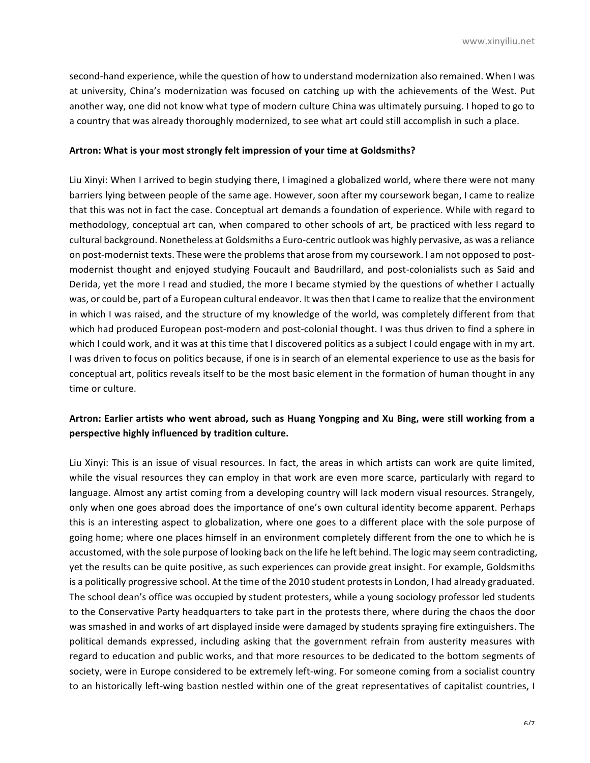second-hand experience, while the question of how to understand modernization also remained. When I was at university, China's modernization was focused on catching up with the achievements of the West. Put another way, one did not know what type of modern culture China was ultimately pursuing. I hoped to go to a country that was already thoroughly modernized, to see what art could still accomplish in such a place.

**Artron: What is your most strongly felt impression of your time at Goldsmiths?**

Liu Xinyi: When I arrived to begin studying there, I imagined a globalized world, where there were not many barriers lying between people of the same age. However, soon after my coursework began, I came to realize that this was not in fact the case. Conceptual art demands a foundation of experience. While with regard to methodology, conceptual art can, when compared to other schools of art, be practiced with less regard to cultural background. Nonetheless at Goldsmiths a Euro-centric outlook was highly pervasive, as was a reliance on post-modernist texts. These were the problems that arose from my coursework. I am not opposed to post-modernist thought and enjoyed studying Foucault and Baudrillard, and post-colonialists such as Said and Derida, yet the more I read and studied, the more I became stymied by the questions of whether I actually was, or could be, part of a European cultural endeavor. It was then that I came to realize that the environment in which I was raised, and the structure of my knowledge of the world, was completely different from that which had produced European post-modern and post-colonial thought. I was thus driven to find a sphere in which I could work, and it was at this time that I discovered politics as a subject I could engage with in my art. I was driven to focus on politics because, if one is in search of an elemental experience to use as the basis for conceptual art, politics reveals itself to be the most basic element in the formation of human thought in any time or culture.

**Artron: Earlier artists who went abroad, such as Huang Yongping and Xu Bing, were still working from a perspective highly influenced by tradition culture.**

Liu Xinyi: This is an issue of visual resources. In fact, the areas in which artists can work are quite limited, while the visual resources they can employ in that work are even more scarce, particularly with regard to language. Almost any artist coming from a developing country will lack modern visual resources. Strangely, only when one goes abroad does the importance of one's own cultural identity become apparent. Perhaps this is an interesting aspect to globalization, where one goes to a different place with the sole purpose of going home; where one places himself in an environment completely different from the one to which he is accustomed, with the sole purpose of looking back on the life he left behind. The logic may seem contradicting, yet the results can be quite positive, as such experiences can provide great insight. For example, Goldsmiths is a politically progressive school. At the time of the 2010 student protests in London, I had already graduated. The school dean's office was occupied by student protesters, while a young sociology professor led students to the Conservative Party headquarters to take part in the protests there, where during the chaos the door was smashed in and works of art displayed inside were damaged by students spraying fire extinguishers. The political demands expressed, including asking that the government refrain from austerity measures with regard to education and public works, and that more resources to be dedicated to the bottom segments of society, were in Europe considered to be extremely left-wing. For someone coming from a socialist country to an historically left-wing bastion nestled within one of the great representatives of capitalist countries, I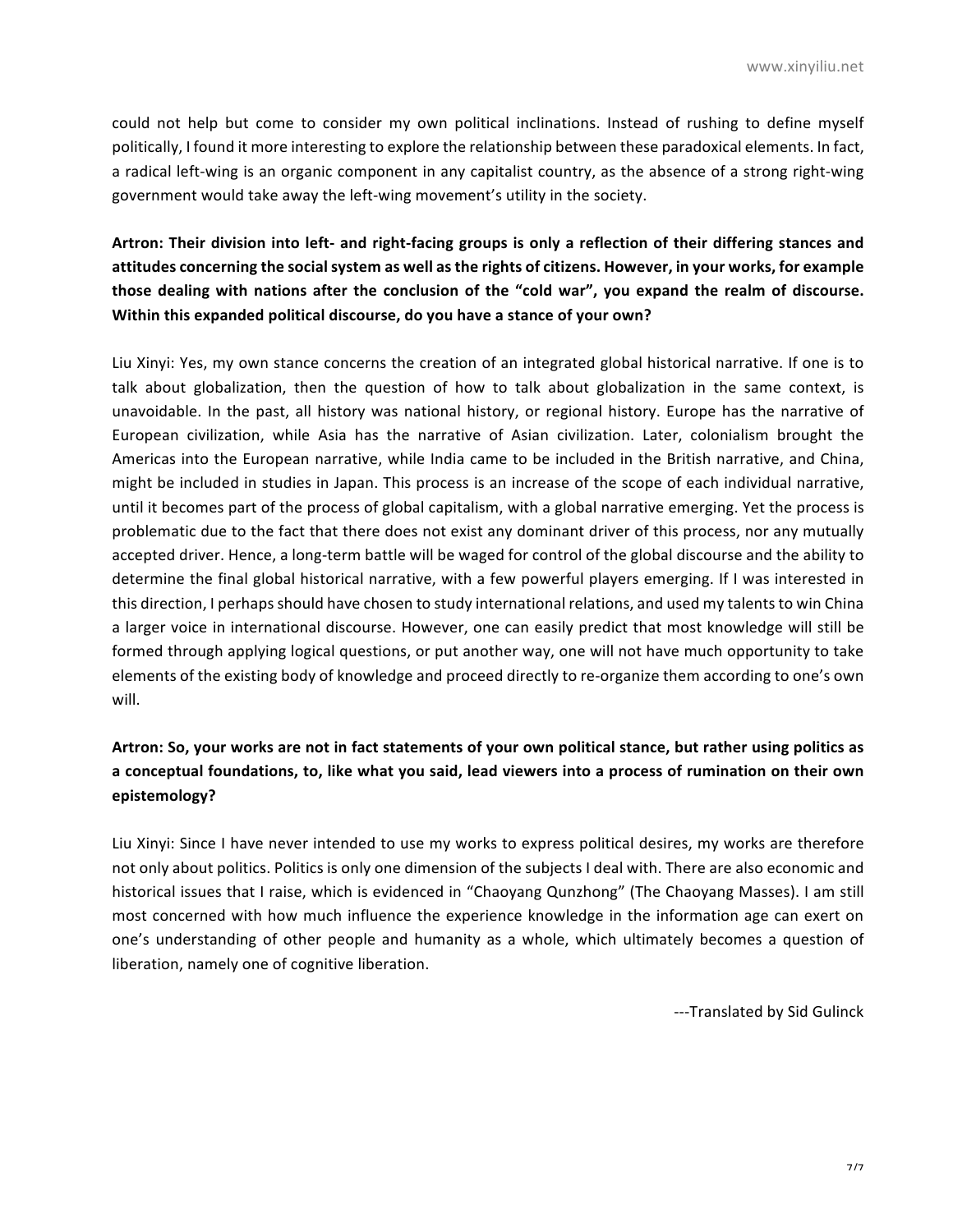could not help but come to consider my own political inclinations. Instead of rushing to define myself politically, I found it more interesting to explore the relationship between these paradoxical elements. In fact, a radical left-wing is an organic component in any capitalist country, as the absence of a strong right-wing government would take away the left-wing movement's utility in the society.

**Artron: Their division into left- and right-facing groups is only a reflection of their differing stances and attitudes concerning the social system as well as the rights of citizens. However, in your works, for example those dealing with nations after the conclusion of the "cold war", you expand the realm of discourse. Within this expanded political discourse, do you have a stance of your own?**

Liu Xinyi: Yes, my own stance concerns the creation of an integrated global historical narrative. If one is to talk about globalization, then the question of how to talk about globalization in the same context, is unavoidable. In the past, all history was national history, or regional history. Europe has the narrative of European civilization, while Asia has the narrative of Asian civilization. Later, colonialism brought the Americas into the European narrative, while India came to be included in the British narrative, and China, might be included in studies in Japan. This process is an increase of the scope of each individual narrative, until it becomes part of the process of global capitalism, with a global narrative emerging. Yet the process is problematic due to the fact that there does not exist any dominant driver of this process, nor any mutually accepted driver. Hence, a long-term battle will be waged for control of the global discourse and the ability to determine the final global historical narrative, with a few powerful players emerging. If I was interested in this direction, I perhaps should have chosen to study international relations, and used my talents to win China a larger voice in international discourse. However, one can easily predict that most knowledge will still be formed through applying logical questions, or put another way, one will not have much opportunity to take elements of the existing body of knowledge and proceed directly to re-organize them according to one's own will.

**Artron: So, your works are not in fact statements of your own political stance, but rather using politics as a conceptual foundations, to, like what you said, lead viewers into a process of rumination on their own epistemology?**

Liu Xinyi: Since I have never intended to use my works to express political desires, my works are therefore not only about politics. Politics is only one dimension of the subjects I deal with. There are also economic and historical issues that I raise, which is evidenced in "Chaoyang Qunzhong" (The Chaoyang Masses). I am still most concerned with how much influence the experience knowledge in the information age can exert on one's understanding of other people and humanity as a whole, which ultimately becomes a question of liberation, namely one of cognitive liberation.

---Translated by Sid Gulinck